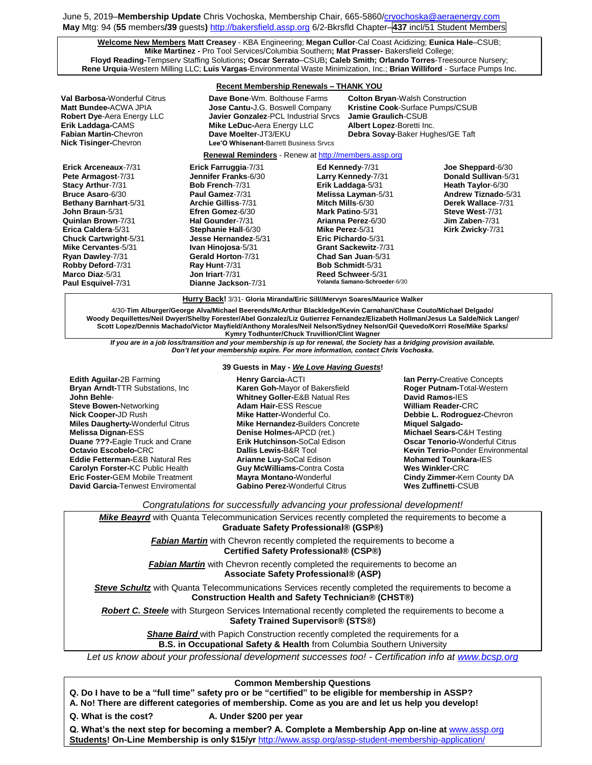June 5, 2019–**Membership Update** Chris Vochoska, Membership Chair, 665-5860/crvochoska@aeraenergy.com
**May** Mtg: 94 (**55** members**/39** guests**)** http://bakersfield.assp.org 6/2-Bkrsfld Chapter–**437** incl/51 Student Members

**Welcome New Members** **Matt Creasey** - KBA Engineering; **Megan Cullor**-Cal Coast Acidizing; **Eunica Hale**–CSUB; **Mike Martinez -** Pro Tool Services/Columbia Southern**; Mat Prasser-** Bakersfield College; **Floyd Reading-**Tempserv Staffing Solutions**; Oscar Serrato**–CSUB**; Caleb Smith; Orlando Torres**-Treesource Nursery; **Rene Urquia**-Western Milling LLC; **Luis Vargas**-Environmental Waste Minimization, Inc.; **Brian Williford** - Surface Pumps Inc.

**Recent Membership Renewals – THANK YOU**

**Val Barbosa-**Wonderful Citrus
**Matt Bundee-**ACWA JPIA
**Robert Dye**-Aera Energy LLC
**Erik Laddaga-**CAMS
**Fabian Martin-**Chevron
**Nick Tisinger-**Chevron
**Dave Bone**-Wm. Bolthouse Farms
**Jose Cantu-**J.G. Boswell Company
**Javier Gonzalez**-PCL Industrial Srvcs
**Mike LeDuc-**Aera Energy LLC
**Dave Moelter**-JT3/EKU
**Lee'O Whisenant-**Barrett Business Srvcs
**Colton Bryan**-Walsh Construction
**Kristine Cook**-Surface Pumps/CSUB
**Jamie Graulich**-CSUB
**Albert Lopez**-Boretti Inc.
**Debra Sovay**-Baker Hughes/GE Taft

**Renewal Reminders** - Renew at http://members.assp.org

**Erick Arceneaux**-7/31
**Pete Armagost**-7/31
**Stacy Arthur**-7/31
**Bruce Asaro**-6/30
**Bethany Barnhart**-5/31
**John Braun**-5/31
**Quinlan Brown**-7/31
**Erica Caldera**-5/31
**Chuck Cartwright**-5/31
**Mike Cervantes**-5/31
**Ryan Dawley**-7/31
**Robby Deford**-7/31
**Marco Diaz**-5/31
**Paul Esquivel**-7/31
**Erick Farruggia**-7/31
**Jennifer Franks**-6/30
**Bob French**-7/31
**Paul Gamez**-7/31
**Archie Gilliss**-7/31
**Efren Gomez**-6/30
**Hal Gounder**-7/31
**Stephanie Hall**-6/30
**Jesse Hernandez**-5/31
**Ivan Hinojosa**-5/31
**Gerald Horton**-7/31
**Ray Hunt**-7/31
**Jon Iriart**-7/31
**Dianne Jackson**-7/31
**Ed Kennedy**-7/31
**Larry Kennedy**-7/31
**Erik Laddaga**-5/31
**Melissa Layman**-5/31
**Mitch Mills**-6/30
**Mark Patino**-5/31
**Arianna Perez**-6/30
**Mike Perez**-5/31
**Eric Pichardo**-5/31
**Grant Sackewitz**-7/31
**Chad San Juan**-5/31
**Bob Schmidt**-5/31
**Reed Schweer**-5/31
**Yolanda Samano-Schroeder**-6/30
**Joe Sheppard**-6/30
**Donald Sullivan**-5/31
**Heath Taylor**-6/30
**Andrew Tiznado**-5/31
**Derek Wallace**-7/31
**Steve West**-7/31
**Jim Zaben**-7/31
**Kirk Zwicky**-7/31

**Hurry Back!** 3/31- **Gloria Miranda/Eric Sill//Mervyn Soares/Maurice Walker**

4/30-**Tim Alburger/George Alva/Michael Beerends/McArthur Blackledge/Kevin Carnahan/Chase Couto/Michael Delgado/ Woody Dequillettes/Neil Dwyer/Shelby Forester/Abel Gonzalez/Liz Gutierrez Fernandez/Elizabeth Hollman/Jesus La Salde/Nick Langer/ Scott Lopez/Dennis Machado/Victor Mayfield/Anthony Morales/Neil Nelson/Sydney Nelson/Gil Quevedo/Korri Rose/Mike Sparks/ Kymry Todhunter/Chuck Truvillion/Clint Wagner**

***If you are in a job loss/transition and your membership is up for renewal, the Society has a bridging provision available. Don't let your membership expire. For more information, contact Chris Vochoska.***

**39 Guests in May - *We Love Having Guests*!**

**Edith Aguilar-**2B Farming
**Bryan Arndt-**TTR Substations, Inc
**John Behle**-
**Steve Bowen-**Networking
**Nick Cooper-**JD Rush
**Miles Daugherty-**Wonderful Citrus
**Melissa Dignan-**ESS
**Duane ???-**Eagle Truck and Crane
**Octavio Escobelo-**CRC
**Eddie Fetterman-**E&B Natural Res
**Carolyn Forster-**KC Public Health
**Eric Foster-**GEM Mobile Treatment
**David Garcia-**Tenwest Enviromental
**Henry Garcia-**ACTI
**Karen Goh-**Mayor of Bakersfield
**Whitney Goller-**E&B Natural Res
**Adam Hair-**ESS Rescue
**Mike Hatter-**Wonderful Co.
**Mike Hernandez-**Builders Concrete
**Denise Holmes-**APCD (ret.)
**Erik Hutchinson-**SoCal Edison
**Dallis Lewis-**B&R Tool
**Arianne Luy-**SoCal Edison
**Guy McWilliams-**Contra Costa
**Mayra Montano-**Wonderful
**Gabino Perez-**Wonderful Citrus
**Ian Perry-**Creative Concepts
**Roger Putnam-**Total-Western
**David Ramos-**IES
**William Reader-**CRC
**Debbie L. Rodroguez-**Chevron
**Miquel Salgado-**
**Michael Sears-**C&H Testing
**Oscar Tenorio-**Wonderful Citrus
**Kevin Terrio-**Ponder Environmental
**Mohamed Tounkara-**IES
**Wes Winkler-**CRC
**Cindy Zimmer-**Kern County DA
**Wes Zuffinetti**-CSUB

*Congratulations for successfully advancing your professional development!*

***Mike Beayrd*** with Quanta Telecommunication Services recently completed the requirements to become a **Graduate Safety Professional® (GSP®)**

***Fabian Martin*** with Chevron recently completed the requirements to become a **Certified Safety Professional® (CSP®)**

***Fabian Martin*** with Chevron recently completed the requirements to become an **Associate Safety Professional® (ASP)**

***Steve Schultz*** with Quanta Telecommunications Services recently completed the requirements to become a **Construction Health and Safety Technician® (CHST®)**

***Robert C. Steele*** with Sturgeon Services International recently completed the requirements to become a **Safety Trained Supervisor® (STS®)**

***Shane Baird*** with Papich Construction recently completed the requirements for a **B.S. in Occupational Safety & Health** from Columbia Southern University

*Let us know about your professional development successes too! - Certification info at www.bcsp.org*

**Common Membership Questions**

**Q. Do I have to be a "full time" safety pro or be "certified" to be eligible for membership in ASSP?**
**A. No! There are different categories of membership. Come as you are and let us help you develop!**

**Q. What is the cost?** **A. Under $200 per year**

**Q. What's the next step for becoming a member? A. Complete a Membership App on-line at** www.assp.org
**Students! On-Line Membership is only $15/yr** http://www.assp.org/assp-student-membership-application/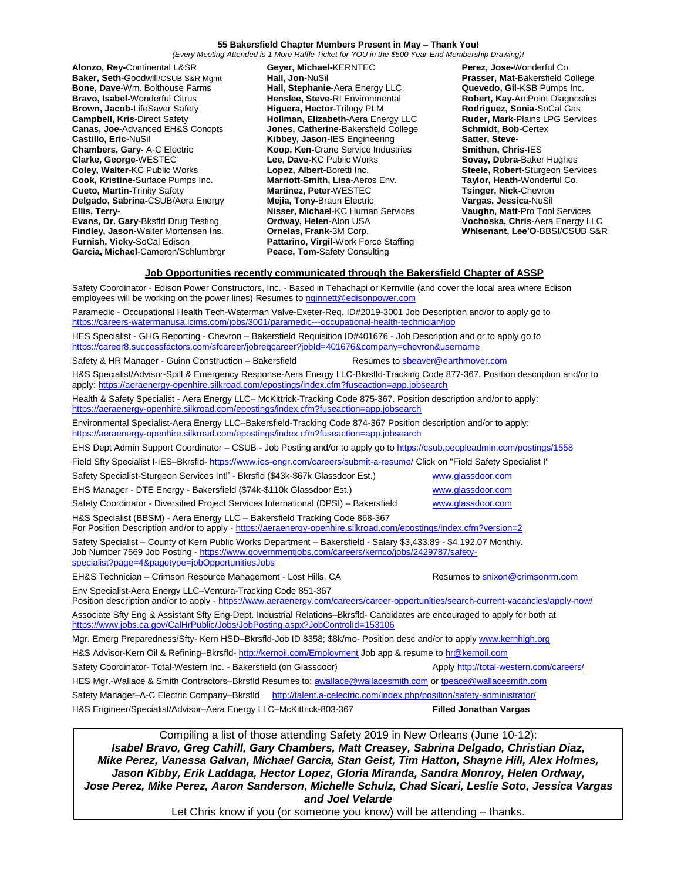**55 Bakersfield Chapter Members Present in May – Thank You!**

*(Every Meeting Attended is 1 More Raffle Ticket for YOU in the $500 Year-End Membership Drawing)!*

**Alonzo, Rey-**Continental L&SR
**Baker, Seth-**Goodwill/CSUB S&R Mgmt
**Bone, Dave-**Wm. Bolthouse Farms
**Bravo, Isabel-**Wonderful Citrus
**Brown, Jacob-**LifeSaver Safety
**Campbell, Kris-**Direct Safety
**Canas, Joe-**Advanced EH&S Concpts
**Castillo, Eric-**NuSil
**Chambers, Gary-** A-C Electric
**Clarke, George-**WESTEC
**Coley, Walter-**KC Public Works
**Cook, Kristine-**Surface Pumps Inc.
**Cueto, Martin-**Trinity Safety
**Delgado, Sabrina-**CSUB/Aera Energy
**Ellis, Terry-**
**Evans, Dr. Gary**-Bksfld Drug Testing
**Findley, Jason-**Walter Mortensen Ins.
**Furnish, Vicky-**SoCal Edison
**Garcia, Michael**-Cameron/Schlumbrgr
**Geyer, Michael-**KERNTEC
**Hall, Jon-**NuSil
**Hall, Stephanie-**Aera Energy LLC
**Henslee, Steve-**RI Environmental
**Higuera, Hector**-Trilogy PLM
**Hollman, Elizabeth-**Aera Energy LLC
**Jones, Catherine-**Bakersfield College
**Kibbey, Jason-**IES Engineering
**Koop, Ken-**Crane Service Industries
**Lee, Dave-**KC Public Works
**Lopez, Albert-**Boretti Inc.
**Marriott-Smith, Lisa**-Aeros Env.
**Martinez, Peter-**WESTEC
**Mejia, Tony-**Braun Electric
**Nisser, Michael**-KC Human Services
**Ordway, Helen-**Alon USA
**Ornelas, Frank-**3M Corp.
**Pattarino, Virgil-**Work Force Staffing
**Peace, Tom-**Safety Consulting
**Perez, Jose-**Wonderful Co.
**Prasser, Mat-**Bakersfield College
**Quevedo, Gil-**KSB Pumps Inc.
**Robert, Kay-**ArcPoint Diagnostics
**Rodriguez, Sonia-**SoCal Gas
**Ruder, Mark-**Plains LPG Services
**Schmidt, Bob-**Certex
**Satter, Steve-**
**Smithen, Chris-**IES
**Sovay, Debra-**Baker Hughes
**Steele, Robert-**Sturgeon Services
**Taylor, Heath-**Wonderful Co.
**Tsinger, Nick-**Chevron
**Vargas, Jessica-**NuSil
**Vaughn, Matt-**Pro Tool Services
**Vochoska, Chris**-Aera Energy LLC
**Whisenant, Lee'O**-BBSI/CSUB S&R

## Job Opportunities recently communicated through the Bakersfield Chapter of ASSP

Safety Coordinator - Edison Power Constructors, Inc. - Based in Tehachapi or Kernville (and cover the local area where Edison employees will be working on the power lines) Resumes to nginnett@edisonpower.com

Paramedic - Occupational Health Tech-Waterman Valve-Exeter-Req. ID#2019-3001 Job Description and/or to apply go to https://careers-watermanusa.icims.com/jobs/3001/paramedic---occupational-health-technician/job

HES Specialist - GHG Reporting - Chevron – Bakersfield Requisition ID#401676 - Job Description and or to apply go to https://career8.successfactors.com/sfcareer/jobreqcareer?jobId=401676&company=chevron&username

Safety & HR Manager - Guinn Construction – Bakersfield  Resumes to sbeaver@earthmover.com

H&S Specialist/Advisor-Spill & Emergency Response-Aera Energy LLC-Bkrsfld-Tracking Code 877-367. Position description and/or to apply: https://aeraenergy-openhire.silkroad.com/epostings/index.cfm?fuseaction=app.jobsearch

Health & Safety Specialist - Aera Energy LLC– McKittrick-Tracking Code 875-367. Position description and/or to apply: https://aeraenergy-openhire.silkroad.com/epostings/index.cfm?fuseaction=app.jobsearch

Environmental Specialist-Aera Energy LLC–Bakersfield-Tracking Code 874-367 Position description and/or to apply: https://aeraenergy-openhire.silkroad.com/epostings/index.cfm?fuseaction=app.jobsearch

EHS Dept Admin Support Coordinator – CSUB - Job Posting and/or to apply go to https://csub.peopleadmin.com/postings/1558

Field Sfty Specialist I-IES–Bkrsfld- https://www.ies-engr.com/careers/submit-a-resume/ Click on "Field Safety Specialist I"

Safety Specialist-Sturgeon Services Intl' - Bkrsfld ($43k-$67k Glassdoor Est.)  www.glassdoor.com

EHS Manager - DTE Energy - Bakersfield ($74k-$110k Glassdoor Est.)  www.glassdoor.com

Safety Coordinator - Diversified Project Services International (DPSI) – Bakersfield  www.glassdoor.com

H&S Specialist (BBSM) - Aera Energy LLC – Bakersfield Tracking Code 868-367
For Position Description and/or to apply - https://aeraenergy-openhire.silkroad.com/epostings/index.cfm?version=2

Safety Specialist – County of Kern Public Works Department – Bakersfield - Salary $3,433.89 - $4,192.07 Monthly. Job Number 7569 Job Posting - https://www.governmentjobs.com/careers/kernco/jobs/2429787/safety-specialist?page=4&pagetype=jobOpportunitiesJobs

EH&S Technician – Crimson Resource Management - Lost Hills, CA  Resumes to snixon@crimsonrm.com

Env Specialist-Aera Energy LLC–Ventura-Tracking Code 851-367
Position description and/or to apply - https://www.aeraenergy.com/careers/career-opportunities/search-current-vacancies/apply-now/

Associate Sfty Eng & Assistant Sfty Eng-Dept. Industrial Relations–Bkrsfld- Candidates are encouraged to apply for both at https://www.jobs.ca.gov/CalHrPublic/Jobs/JobPosting.aspx?JobControlId=153106

Mgr. Emerg Preparedness/Sfty- Kern HSD–Bksfld-Job ID 8358; $8k/mo- Position desc and/or to apply www.kernhigh.org

H&S Advisor-Kern Oil & Refining–Bkrsfld- http://kernoil.com/Employment Job app & resume to hr@kernoil.com

Safety Coordinator- Total-Western Inc. - Bakersfield (on Glassdoor)  Apply http://total-western.com/careers/

HES Mgr.-Wallace & Smith Contractors–Bkrsfld Resumes to: awallace@wallacesmith.com or tpeace@wallacesmith.com

Safety Manager–A-C Electric Company–Bkrsfld  http://talent.a-celectric.com/index.php/position/safety-administrator/

H&S Engineer/Specialist/Advisor–Aera Energy LLC–McKittrick-803-367  **Filled Jonathan Vargas**

Compiling a list of those attending Safety 2019 in New Orleans (June 10-12):

***Isabel Bravo, Greg Cahill, Gary Chambers, Matt Creasey, Sabrina Delgado, Christian Diaz, Mike Perez, Vanessa Galvan, Michael Garcia, Stan Geist, Tim Hatton, Shayne Hill, Alex Holmes, Jason Kibby, Erik Laddaga, Hector Lopez, Gloria Miranda, Sandra Monroy, Helen Ordway, Jose Perez, Mike Perez, Aaron Sanderson, Michelle Schulz, Chad Sicari, Leslie Soto, Jessica Vargas and Joel Velarde***

Let Chris know if you (or someone you know) will be attending – thanks.